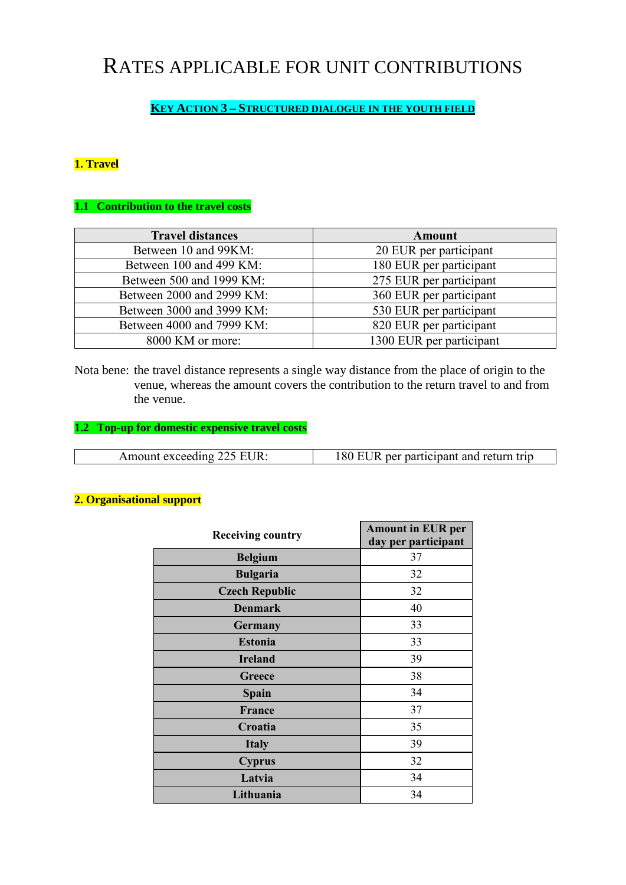# RATES APPLICABLE FOR UNIT CONTRIBUTIONS

## KEY ACTION 3 – STRUCTURED DIALOGUE IN THE YOUTH FIELD

### 1. Travel

#### 1.1 Contribution to the travel costs

| Travel distances | Amount |
|---|---|
| Between 10 and 99KM: | 20 EUR per participant |
| Between 100 and 499 KM: | 180 EUR per participant |
| Between 500 and 1999 KM: | 275 EUR per participant |
| Between 2000 and 2999 KM: | 360 EUR per participant |
| Between 3000 and 3999 KM: | 530 EUR per participant |
| Between 4000 and 7999 KM: | 820 EUR per participant |
| 8000 KM or more: | 1300 EUR per participant |

Nota bene: the travel distance represents a single way distance from the place of origin to the venue, whereas the amount covers the contribution to the return travel to and from the venue.

#### 1.2 Top-up for domestic expensive travel costs

| | |
|---|---|
| Amount exceeding 225 EUR: | 180 EUR per participant and return trip |

### 2. Organisational support

| Receiving country | Amount in EUR per day per participant |
|---|---|
| Belgium | 37 |
| Bulgaria | 32 |
| Czech Republic | 32 |
| Denmark | 40 |
| Germany | 33 |
| Estonia | 33 |
| Ireland | 39 |
| Greece | 38 |
| Spain | 34 |
| France | 37 |
| Croatia | 35 |
| Italy | 39 |
| Cyprus | 32 |
| Latvia | 34 |
| Lithuania | 34 |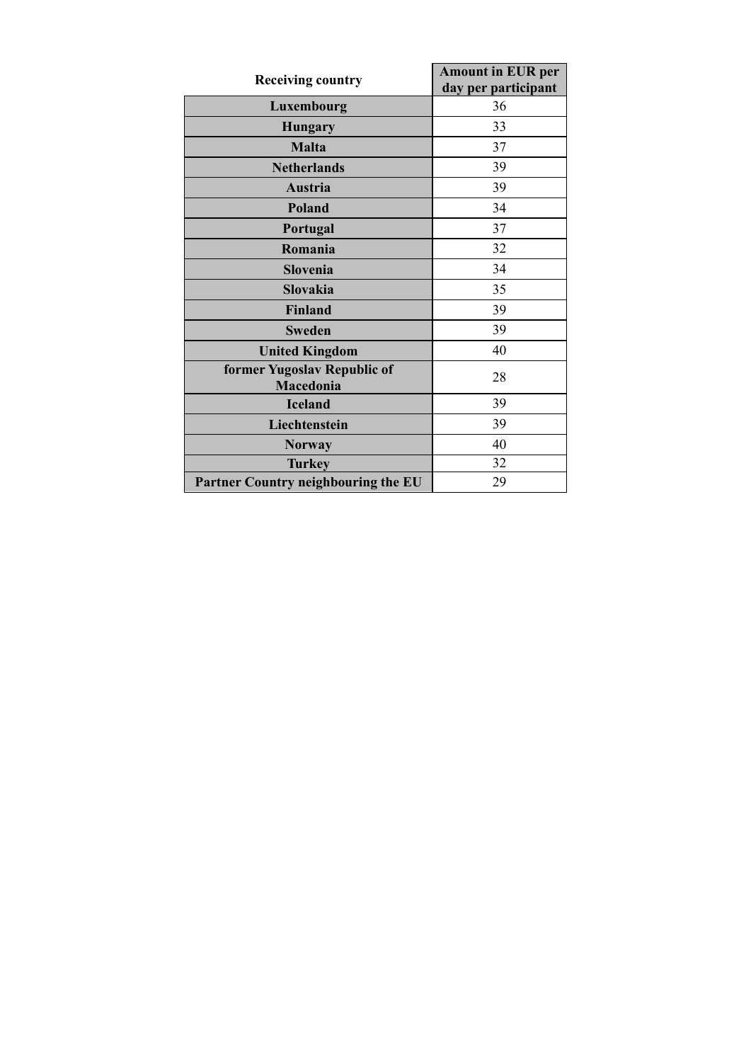| Receiving country | Amount in EUR per day per participant |
| --- | --- |
| **Luxembourg** | 36 |
| **Hungary** | 33 |
| **Malta** | 37 |
| **Netherlands** | 39 |
| **Austria** | 39 |
| **Poland** | 34 |
| **Portugal** | 37 |
| **Romania** | 32 |
| **Slovenia** | 34 |
| **Slovakia** | 35 |
| **Finland** | 39 |
| **Sweden** | 39 |
| **United Kingdom** | 40 |
| **former Yugoslav Republic of Macedonia** | 28 |
| **Iceland** | 39 |
| **Liechtenstein** | 39 |
| **Norway** | 40 |
| **Turkey** | 32 |
| **Partner Country neighbouring the EU** | 29 |